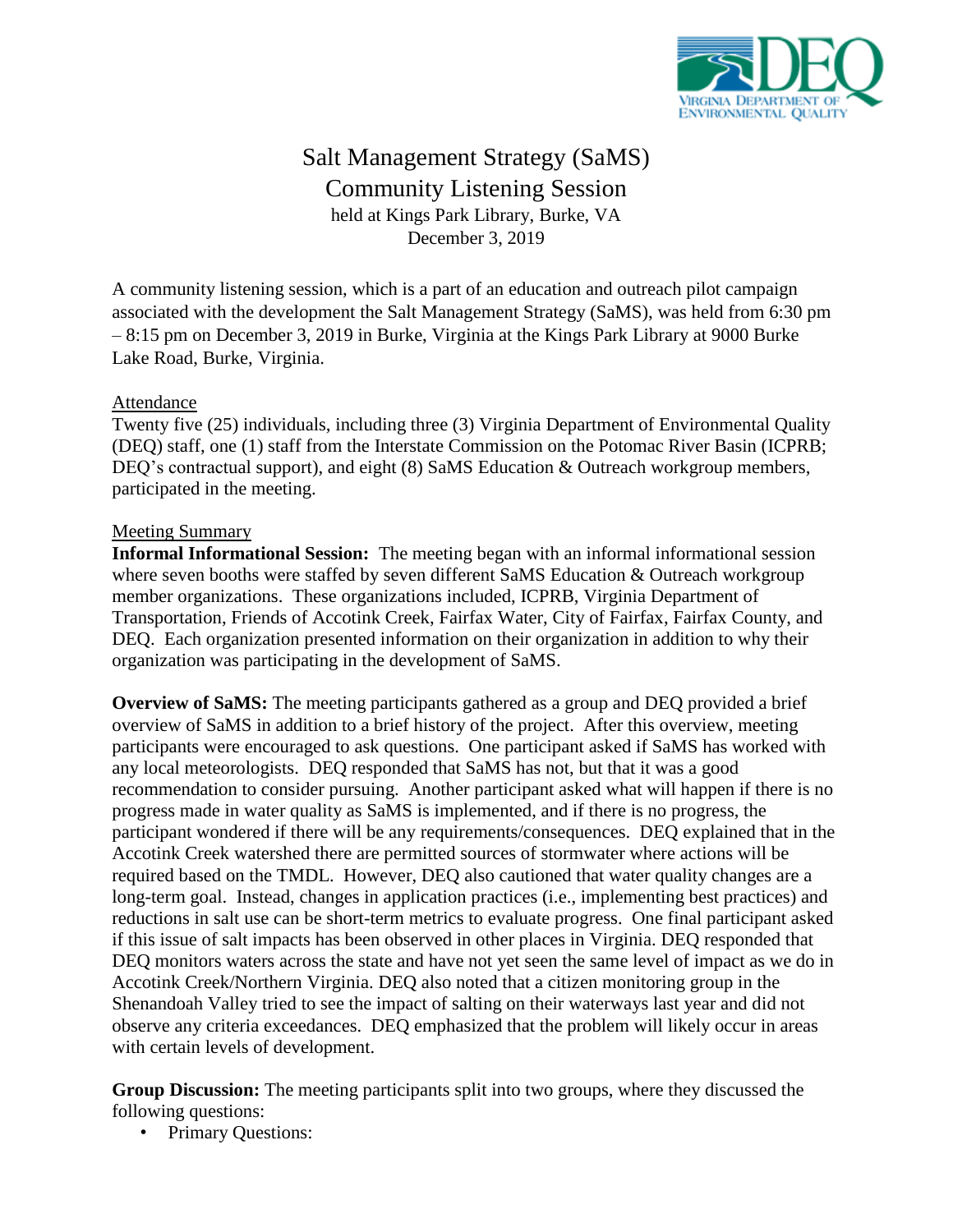# Salt Management Strategy (SaMS)
# Community Listening Session

held at Kings Park Library, Burke, VA
December 3, 2019

A community listening session, which is a part of an education and outreach pilot campaign associated with the development the Salt Management Strategy (SaMS), was held from 6:30 pm – 8:15 pm on December 3, 2019 in Burke, Virginia at the Kings Park Library at 9000 Burke Lake Road, Burke, Virginia.

## Attendance

Twenty five (25) individuals, including three (3) Virginia Department of Environmental Quality (DEQ) staff, one (1) staff from the Interstate Commission on the Potomac River Basin (ICPRB; DEQ's contractual support), and eight (8) SaMS Education & Outreach workgroup members, participated in the meeting.

## Meeting Summary

**Informal Informational Session:** The meeting began with an informal informational session where seven booths were staffed by seven different SaMS Education & Outreach workgroup member organizations. These organizations included, ICPRB, Virginia Department of Transportation, Friends of Accotink Creek, Fairfax Water, City of Fairfax, Fairfax County, and DEQ. Each organization presented information on their organization in addition to why their organization was participating in the development of SaMS.

**Overview of SaMS:** The meeting participants gathered as a group and DEQ provided a brief overview of SaMS in addition to a brief history of the project. After this overview, meeting participants were encouraged to ask questions. One participant asked if SaMS has worked with any local meteorologists. DEQ responded that SaMS has not, but that it was a good recommendation to consider pursuing. Another participant asked what will happen if there is no progress made in water quality as SaMS is implemented, and if there is no progress, the participant wondered if there will be any requirements/consequences. DEQ explained that in the Accotink Creek watershed there are permitted sources of stormwater where actions will be required based on the TMDL. However, DEQ also cautioned that water quality changes are a long-term goal. Instead, changes in application practices (i.e., implementing best practices) and reductions in salt use can be short-term metrics to evaluate progress. One final participant asked if this issue of salt impacts has been observed in other places in Virginia. DEQ responded that DEQ monitors waters across the state and have not yet seen the same level of impact as we do in Accotink Creek/Northern Virginia. DEQ also noted that a citizen monitoring group in the Shenandoah Valley tried to see the impact of salting on their waterways last year and did not observe any criteria exceedances. DEQ emphasized that the problem will likely occur in areas with certain levels of development.

**Group Discussion:** The meeting participants split into two groups, where they discussed the following questions:

- Primary Questions: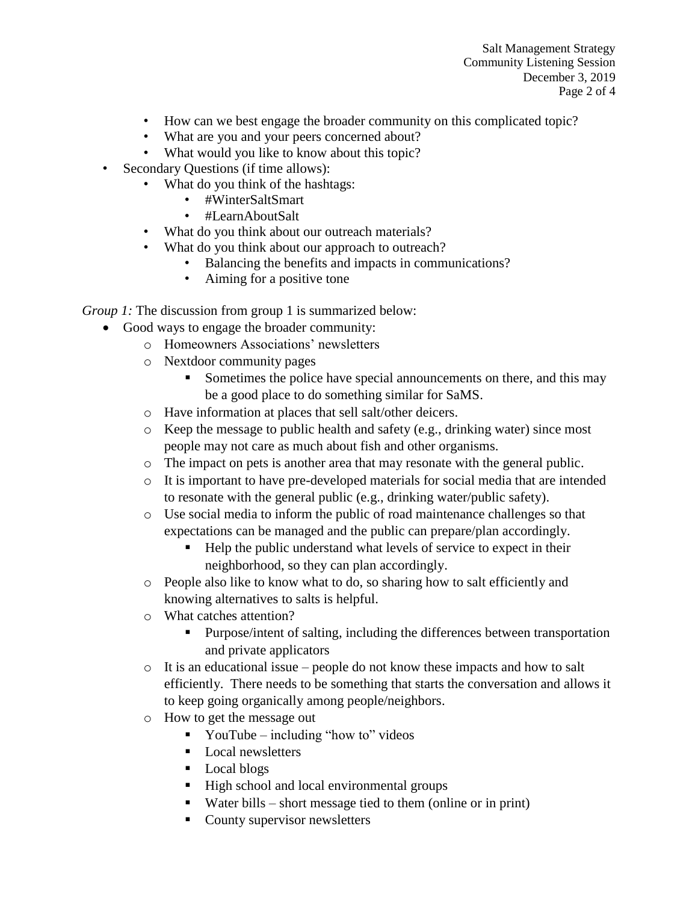- How can we best engage the broader community on this complicated topic?
  - What are you and your peers concerned about?
  - What would you like to know about this topic?
- Secondary Questions (if time allows):
  - What do you think of the hashtags:
    - #WinterSaltSmart
    - #LearnAboutSalt
  - What do you think about our outreach materials?
  - What do you think about our approach to outreach?
    - Balancing the benefits and impacts in communications?
    - Aiming for a positive tone

*Group 1:* The discussion from group 1 is summarized below:

- Good ways to engage the broader community:
  - Homeowners Associations' newsletters
  - Nextdoor community pages
    - Sometimes the police have special announcements on there, and this may be a good place to do something similar for SaMS.
  - Have information at places that sell salt/other deicers.
  - Keep the message to public health and safety (e.g., drinking water) since most people may not care as much about fish and other organisms.
  - The impact on pets is another area that may resonate with the general public.
  - It is important to have pre-developed materials for social media that are intended to resonate with the general public (e.g., drinking water/public safety).
  - Use social media to inform the public of road maintenance challenges so that expectations can be managed and the public can prepare/plan accordingly.
    - Help the public understand what levels of service to expect in their neighborhood, so they can plan accordingly.
  - People also like to know what to do, so sharing how to salt efficiently and knowing alternatives to salts is helpful.
  - What catches attention?
    - Purpose/intent of salting, including the differences between transportation and private applicators
  - It is an educational issue – people do not know these impacts and how to salt efficiently. There needs to be something that starts the conversation and allows it to keep going organically among people/neighbors.
  - How to get the message out
    - YouTube – including "how to" videos
    - Local newsletters
    - Local blogs
    - High school and local environmental groups
    - Water bills – short message tied to them (online or in print)
    - County supervisor newsletters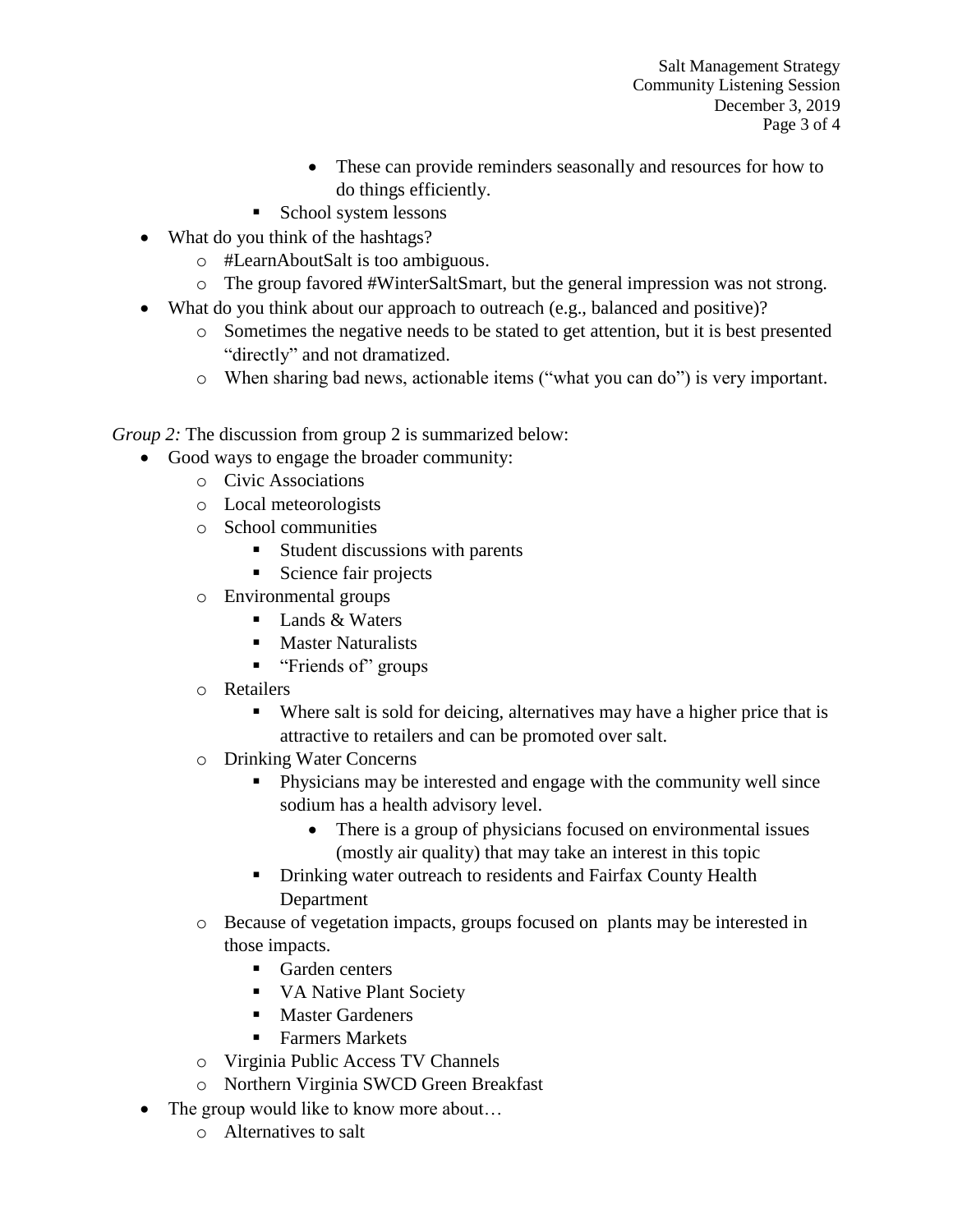- These can provide reminders seasonally and resources for how to do things efficiently.
        - School system lessons
- What do you think of the hashtags?
    - #LearnAboutSalt is too ambiguous.
    - The group favored #WinterSaltSmart, but the general impression was not strong.
- What do you think about our approach to outreach (e.g., balanced and positive)?
    - Sometimes the negative needs to be stated to get attention, but it is best presented "directly" and not dramatized.
    - When sharing bad news, actionable items ("what you can do") is very important.

*Group 2:* The discussion from group 2 is summarized below:

- Good ways to engage the broader community:
    - Civic Associations
    - Local meteorologists
    - School communities
        - Student discussions with parents
        - Science fair projects
    - Environmental groups
        - Lands & Waters
        - Master Naturalists
        - "Friends of" groups
    - Retailers
        - Where salt is sold for deicing, alternatives may have a higher price that is attractive to retailers and can be promoted over salt.
    - Drinking Water Concerns
        - Physicians may be interested and engage with the community well since sodium has a health advisory level.
            - There is a group of physicians focused on environmental issues (mostly air quality) that may take an interest in this topic
        - Drinking water outreach to residents and Fairfax County Health Department
    - Because of vegetation impacts, groups focused on plants may be interested in those impacts.
        - Garden centers
        - VA Native Plant Society
        - Master Gardeners
        - Farmers Markets
    - Virginia Public Access TV Channels
    - Northern Virginia SWCD Green Breakfast
- The group would like to know more about…
    - Alternatives to salt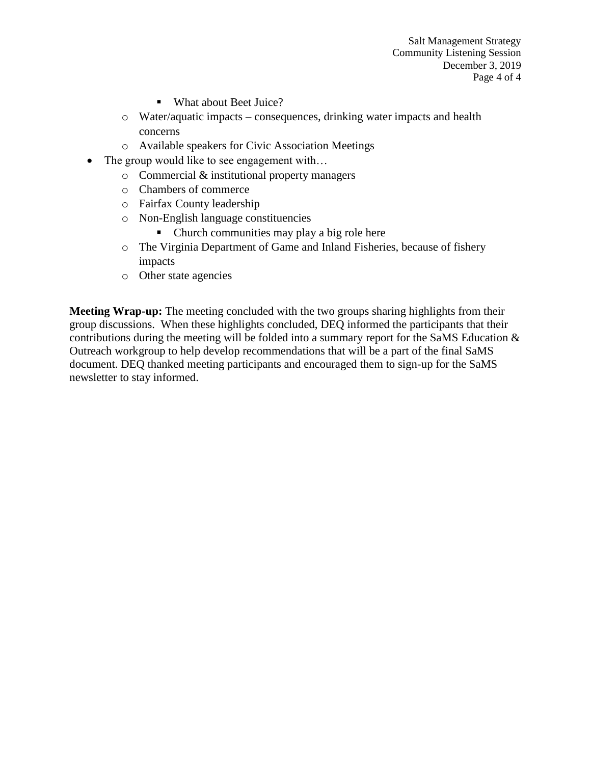- What about Beet Juice?
    - Water/aquatic impacts – consequences, drinking water impacts and health concerns
    - Available speakers for Civic Association Meetings
- The group would like to see engagement with…
    - Commercial & institutional property managers
    - Chambers of commerce
    - Fairfax County leadership
    - Non-English language constituencies
        - Church communities may play a big role here
    - The Virginia Department of Game and Inland Fisheries, because of fishery impacts
    - Other state agencies

**Meeting Wrap-up:** The meeting concluded with the two groups sharing highlights from their group discussions. When these highlights concluded, DEQ informed the participants that their contributions during the meeting will be folded into a summary report for the SaMS Education & Outreach workgroup to help develop recommendations that will be a part of the final SaMS document. DEQ thanked meeting participants and encouraged them to sign-up for the SaMS newsletter to stay informed.